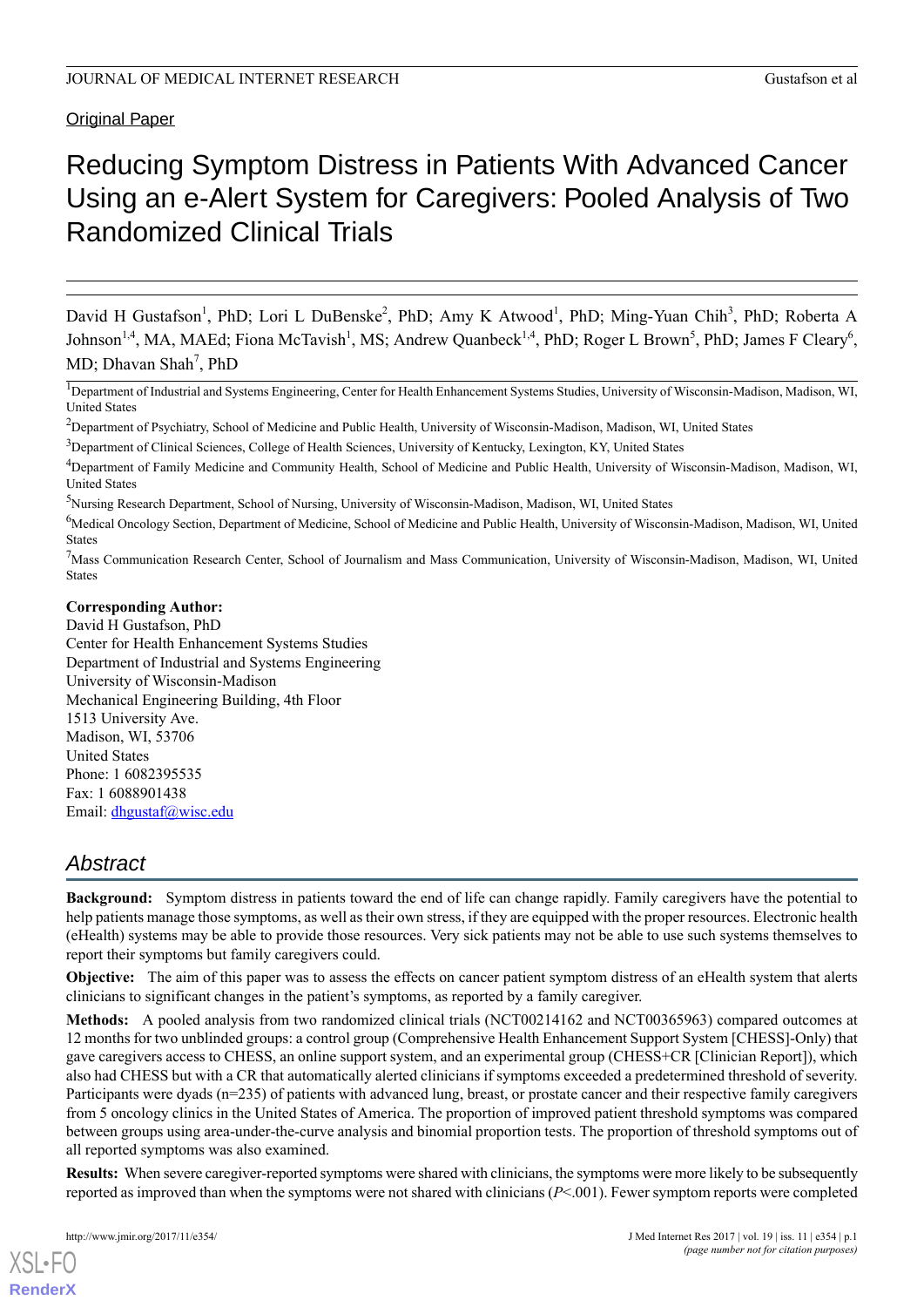Original Paper

# Reducing Symptom Distress in Patients With Advanced Cancer Using an e-Alert System for Caregivers: Pooled Analysis of Two Randomized Clinical Trials

David H Gustafson[1], PhD; Lori L DuBenske[2], PhD; Amy K Atwood[1], PhD; Ming-Yuan Chih[3], PhD; Roberta A Johnson[1,4], MA, MAEd; Fiona McTavish[1], MS; Andrew Quanbeck[1,4], PhD; Roger L Brown[5], PhD; James F Cleary[6], MD; Dhavan Shah[7], PhD

[1]Department of Industrial and Systems Engineering, Center for Health Enhancement Systems Studies, University of Wisconsin-Madison, Madison, WI, United States

[2]Department of Psychiatry, School of Medicine and Public Health, University of Wisconsin-Madison, Madison, WI, United States

[3]Department of Clinical Sciences, College of Health Sciences, University of Kentucky, Lexington, KY, United States

[4]Department of Family Medicine and Community Health, School of Medicine and Public Health, University of Wisconsin-Madison, Madison, WI, United States

[5]Nursing Research Department, School of Nursing, University of Wisconsin-Madison, Madison, WI, United States

[6]Medical Oncology Section, Department of Medicine, School of Medicine and Public Health, University of Wisconsin-Madison, Madison, WI, United States

[7]Mass Communication Research Center, School of Journalism and Mass Communication, University of Wisconsin-Madison, Madison, WI, United States

**Corresponding Author:**
David H Gustafson, PhD
Center for Health Enhancement Systems Studies
Department of Industrial and Systems Engineering
University of Wisconsin-Madison
Mechanical Engineering Building, 4th Floor
1513 University Ave.
Madison, WI, 53706
United States
Phone: 1 6082395535
Fax: 1 6088901438
Email: dhgustaf@wisc.edu

## Abstract

**Background:** Symptom distress in patients toward the end of life can change rapidly. Family caregivers have the potential to help patients manage those symptoms, as well as their own stress, if they are equipped with the proper resources. Electronic health (eHealth) systems may be able to provide those resources. Very sick patients may not be able to use such systems themselves to report their symptoms but family caregivers could.

**Objective:** The aim of this paper was to assess the effects on cancer patient symptom distress of an eHealth system that alerts clinicians to significant changes in the patient's symptoms, as reported by a family caregiver.

**Methods:** A pooled analysis from two randomized clinical trials (NCT00214162 and NCT00365963) compared outcomes at 12 months for two unblinded groups: a control group (Comprehensive Health Enhancement Support System [CHESS]-Only) that gave caregivers access to CHESS, an online support system, and an experimental group (CHESS+CR [Clinician Report]), which also had CHESS but with a CR that automatically alerted clinicians if symptoms exceeded a predetermined threshold of severity. Participants were dyads (n=235) of patients with advanced lung, breast, or prostate cancer and their respective family caregivers from 5 oncology clinics in the United States of America. The proportion of improved patient threshold symptoms was compared between groups using area-under-the-curve analysis and binomial proportion tests. The proportion of threshold symptoms out of all reported symptoms was also examined.

**Results:** When severe caregiver-reported symptoms were shared with clinicians, the symptoms were more likely to be subsequently reported as improved than when the symptoms were not shared with clinicians (*P*<.001). Fewer symptom reports were completed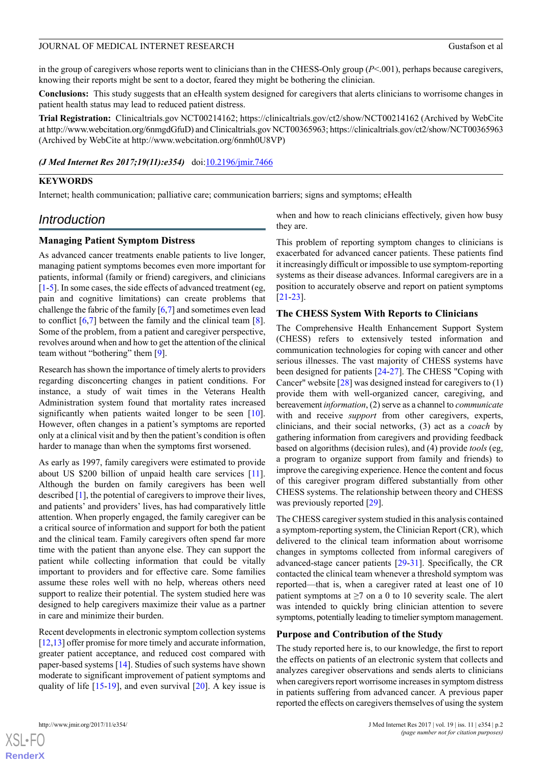in the group of caregivers whose reports went to clinicians than in the CHESS-Only group ($P<.001$), perhaps because caregivers, knowing their reports might be sent to a doctor, feared they might be bothering the clinician.

**Conclusions:** This study suggests that an eHealth system designed for caregivers that alerts clinicians to worrisome changes in patient health status may lead to reduced patient distress.

**Trial Registration:** Clinicaltrials.gov NCT00214162; https://clinicaltrials.gov/ct2/show/NCT00214162 (Archived by WebCite at http://www.webcitation.org/6nmgdGfuD) and Clinicaltrials.gov NCT00365963; https://clinicaltrials.gov/ct2/show/NCT00365963 (Archived by WebCite at http://www.webcitation.org/6nmh0U8VP)

***(J Med Internet Res 2017;19(11):e354)*** doi:10.2196/jmir.7466

**KEYWORDS**

Internet; health communication; palliative care; communication barriers; signs and symptoms; eHealth

## Introduction

### Managing Patient Symptom Distress

As advanced cancer treatments enable patients to live longer, managing patient symptoms becomes even more important for patients, informal (family or friend) caregivers, and clinicians [1-5]. In some cases, the side effects of advanced treatment (eg, pain and cognitive limitations) can create problems that challenge the fabric of the family [6,7] and sometimes even lead to conflict [6,7] between the family and the clinical team [8]. Some of the problem, from a patient and caregiver perspective, revolves around when and how to get the attention of the clinical team without "bothering" them [9].

Research has shown the importance of timely alerts to providers regarding disconcerting changes in patient conditions. For instance, a study of wait times in the Veterans Health Administration system found that mortality rates increased significantly when patients waited longer to be seen [10]. However, often changes in a patient's symptoms are reported only at a clinical visit and by then the patient's condition is often harder to manage than when the symptoms first worsened.

As early as 1997, family caregivers were estimated to provide about US $200 billion of unpaid health care services [11]. Although the burden on family caregivers has been well described [1], the potential of caregivers to improve their lives, and patients' and providers' lives, has had comparatively little attention. When properly engaged, the family caregiver can be a critical source of information and support for both the patient and the clinical team. Family caregivers often spend far more time with the patient than anyone else. They can support the patient while collecting information that could be vitally important to providers and for effective care. Some families assume these roles well with no help, whereas others need support to realize their potential. The system studied here was designed to help caregivers maximize their value as a partner in care and minimize their burden.

Recent developments in electronic symptom collection systems [12,13] offer promise for more timely and accurate information, greater patient acceptance, and reduced cost compared with paper-based systems [14]. Studies of such systems have shown moderate to significant improvement of patient symptoms and quality of life [15-19], and even survival [20]. A key issue is when and how to reach clinicians effectively, given how busy they are.

This problem of reporting symptom changes to clinicians is exacerbated for advanced cancer patients. These patients find it increasingly difficult or impossible to use symptom-reporting systems as their disease advances. Informal caregivers are in a position to accurately observe and report on patient symptoms [21-23].

### The CHESS System With Reports to Clinicians

The Comprehensive Health Enhancement Support System (CHESS) refers to extensively tested information and communication technologies for coping with cancer and other serious illnesses. The vast majority of CHESS systems have been designed for patients [24-27]. The CHESS "Coping with Cancer" website [28] was designed instead for caregivers to (1) provide them with well-organized cancer, caregiving, and bereavement *information*, (2) serve as a channel to *communicate* with and receive *support* from other caregivers, experts, clinicians, and their social networks, (3) act as a *coach* by gathering information from caregivers and providing feedback based on algorithms (decision rules), and (4) provide *tools* (eg, a program to organize support from family and friends) to improve the caregiving experience. Hence the content and focus of this caregiver program differed substantially from other CHESS systems. The relationship between theory and CHESS was previously reported [29].

The CHESS caregiver system studied in this analysis contained a symptom-reporting system, the Clinician Report (CR), which delivered to the clinical team information about worrisome changes in symptoms collected from informal caregivers of advanced-stage cancer patients [29-31]. Specifically, the CR contacted the clinical team whenever a threshold symptom was reported—that is, when a caregiver rated at least one of 10 patient symptoms at ≥7 on a 0 to 10 severity scale. The alert was intended to quickly bring clinician attention to severe symptoms, potentially leading to timelier symptom management.

### Purpose and Contribution of the Study

The study reported here is, to our knowledge, the first to report the effects on patients of an electronic system that collects and analyzes caregiver observations and sends alerts to clinicians when caregivers report worrisome increases in symptom distress in patients suffering from advanced cancer. A previous paper reported the effects on caregivers themselves of using the system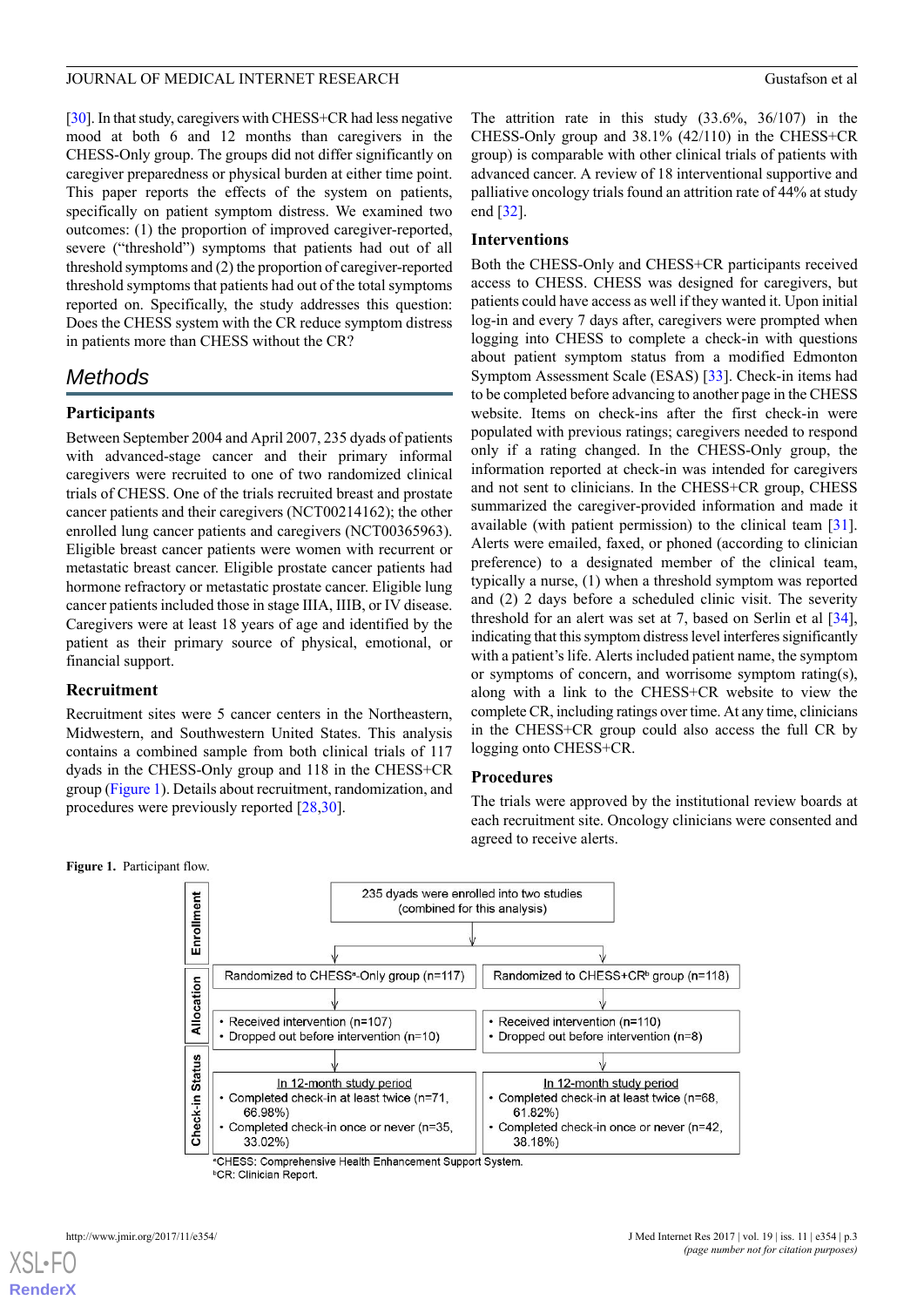[30]. In that study, caregivers with CHESS+CR had less negative mood at both 6 and 12 months than caregivers in the CHESS-Only group. The groups did not differ significantly on caregiver preparedness or physical burden at either time point. This paper reports the effects of the system on patients, specifically on patient symptom distress. We examined two outcomes: (1) the proportion of improved caregiver-reported, severe ("threshold") symptoms that patients had out of all threshold symptoms and (2) the proportion of caregiver-reported threshold symptoms that patients had out of the total symptoms reported on. Specifically, the study addresses this question: Does the CHESS system with the CR reduce symptom distress in patients more than CHESS without the CR?

## Methods

### Participants

Between September 2004 and April 2007, 235 dyads of patients with advanced-stage cancer and their primary informal caregivers were recruited to one of two randomized clinical trials of CHESS. One of the trials recruited breast and prostate cancer patients and their caregivers (NCT00214162); the other enrolled lung cancer patients and caregivers (NCT00365963). Eligible breast cancer patients were women with recurrent or metastatic breast cancer. Eligible prostate cancer patients had hormone refractory or metastatic prostate cancer. Eligible lung cancer patients included those in stage IIIA, IIIB, or IV disease. Caregivers were at least 18 years of age and identified by the patient as their primary source of physical, emotional, or financial support.

### Recruitment

Recruitment sites were 5 cancer centers in the Northeastern, Midwestern, and Southwestern United States. This analysis contains a combined sample from both clinical trials of 117 dyads in the CHESS-Only group and 118 in the CHESS+CR group (Figure 1). Details about recruitment, randomization, and procedures were previously reported [28,30].

The attrition rate in this study (33.6%, 36/107) in the CHESS-Only group and 38.1% (42/110) in the CHESS+CR group) is comparable with other clinical trials of patients with advanced cancer. A review of 18 interventional supportive and palliative oncology trials found an attrition rate of 44% at study end [32].

### Interventions

Both the CHESS-Only and CHESS+CR participants received access to CHESS. CHESS was designed for caregivers, but patients could have access as well if they wanted it. Upon initial log-in and every 7 days after, caregivers were prompted when logging into CHESS to complete a check-in with questions about patient symptom status from a modified Edmonton Symptom Assessment Scale (ESAS) [33]. Check-in items had to be completed before advancing to another page in the CHESS website. Items on check-ins after the first check-in were populated with previous ratings; caregivers needed to respond only if a rating changed. In the CHESS-Only group, the information reported at check-in was intended for caregivers and not sent to clinicians. In the CHESS+CR group, CHESS summarized the caregiver-provided information and made it available (with patient permission) to the clinical team [31]. Alerts were emailed, faxed, or phoned (according to clinician preference) to a designated member of the clinical team, typically a nurse, (1) when a threshold symptom was reported and (2) 2 days before a scheduled clinic visit. The severity threshold for an alert was set at 7, based on Serlin et al [34], indicating that this symptom distress level interferes significantly with a patient's life. Alerts included patient name, the symptom or symptoms of concern, and worrisome symptom rating(s), along with a link to the CHESS+CR website to view the complete CR, including ratings over time. At any time, clinicians in the CHESS+CR group could also access the full CR by logging onto CHESS+CR.

### Procedures

The trials were approved by the institutional review boards at each recruitment site. Oncology clinicians were consented and agreed to receive alerts.

**Figure 1.** Participant flow.

**Enrollment**

235 dyads were enrolled into two studies (combined for this analysis)

**Allocation**

| Randomized to CHESS[a]-Only group (n=117) | Randomized to CHESS+CR[b] group (n=118) |
|---|---|
| • Received intervention (n=107)<br>• Dropped out before intervention (n=10) | • Received intervention (n=110)<br>• Dropped out before intervention (n=8) |

**Check-in Status**

| In 12-month study period | In 12-month study period |
|---|---|
| • Completed check-in at least twice (n=71, 66.98%)<br>• Completed check-in once or never (n=35, 33.02%) | • Completed check-in at least twice (n=68, 61.82%)<br>• Completed check-in once or never (n=42, 38.18%) |

[a]CHESS: Comprehensive Health Enhancement Support System.
[b]CR: Clinician Report.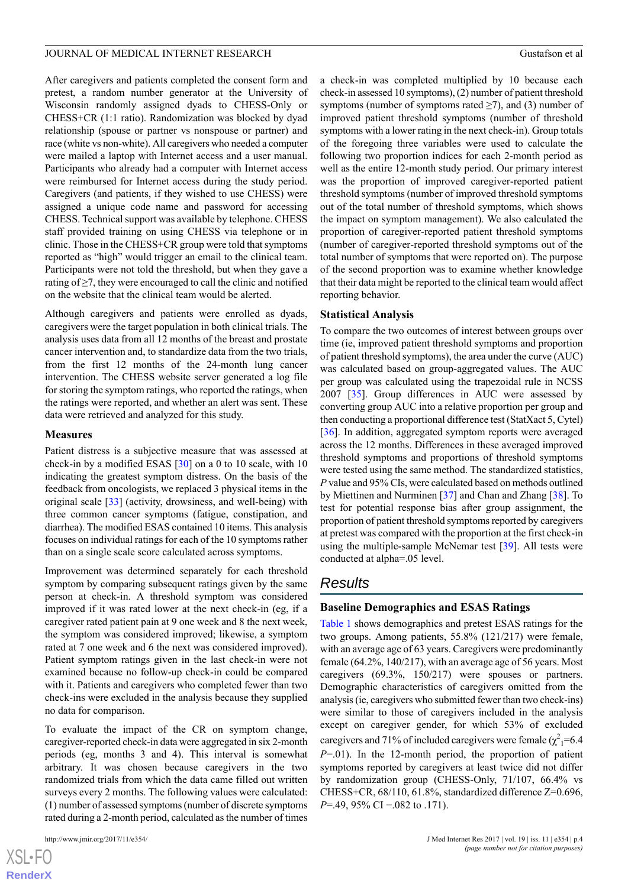After caregivers and patients completed the consent form and pretest, a random number generator at the University of Wisconsin randomly assigned dyads to CHESS-Only or CHESS+CR (1:1 ratio). Randomization was blocked by dyad relationship (spouse or partner vs nonspouse or partner) and race (white vs non-white). All caregivers who needed a computer were mailed a laptop with Internet access and a user manual. Participants who already had a computer with Internet access were reimbursed for Internet access during the study period. Caregivers (and patients, if they wished to use CHESS) were assigned a unique code name and password for accessing CHESS. Technical support was available by telephone. CHESS staff provided training on using CHESS via telephone or in clinic. Those in the CHESS+CR group were told that symptoms reported as "high" would trigger an email to the clinical team. Participants were not told the threshold, but when they gave a rating of ≥7, they were encouraged to call the clinic and notified on the website that the clinical team would be alerted.

Although caregivers and patients were enrolled as dyads, caregivers were the target population in both clinical trials. The analysis uses data from all 12 months of the breast and prostate cancer intervention and, to standardize data from the two trials, from the first 12 months of the 24-month lung cancer intervention. The CHESS website server generated a log file for storing the symptom ratings, who reported the ratings, when the ratings were reported, and whether an alert was sent. These data were retrieved and analyzed for this study.

### Measures

Patient distress is a subjective measure that was assessed at check-in by a modified ESAS [30] on a 0 to 10 scale, with 10 indicating the greatest symptom distress. On the basis of the feedback from oncologists, we replaced 3 physical items in the original scale [33] (activity, drowsiness, and well-being) with three common cancer symptoms (fatigue, constipation, and diarrhea). The modified ESAS contained 10 items. This analysis focuses on individual ratings for each of the 10 symptoms rather than on a single scale score calculated across symptoms.

Improvement was determined separately for each threshold symptom by comparing subsequent ratings given by the same person at check-in. A threshold symptom was considered improved if it was rated lower at the next check-in (eg, if a caregiver rated patient pain at 9 one week and 8 the next week, the symptom was considered improved; likewise, a symptom rated at 7 one week and 6 the next was considered improved). Patient symptom ratings given in the last check-in were not examined because no follow-up check-in could be compared with it. Patients and caregivers who completed fewer than two check-ins were excluded in the analysis because they supplied no data for comparison.

To evaluate the impact of the CR on symptom change, caregiver-reported check-in data were aggregated in six 2-month periods (eg, months 3 and 4). This interval is somewhat arbitrary. It was chosen because caregivers in the two randomized trials from which the data came filled out written surveys every 2 months. The following values were calculated: (1) number of assessed symptoms (number of discrete symptoms rated during a 2-month period, calculated as the number of times a check-in was completed multiplied by 10 because each check-in assessed 10 symptoms), (2) number of patient threshold symptoms (number of symptoms rated ≥7), and (3) number of improved patient threshold symptoms (number of threshold symptoms with a lower rating in the next check-in). Group totals of the foregoing three variables were used to calculate the following two proportion indices for each 2-month period as well as the entire 12-month study period. Our primary interest was the proportion of improved caregiver-reported patient threshold symptoms (number of improved threshold symptoms out of the total number of threshold symptoms, which shows the impact on symptom management). We also calculated the proportion of caregiver-reported patient threshold symptoms (number of caregiver-reported threshold symptoms out of the total number of symptoms that were reported on). The purpose of the second proportion was to examine whether knowledge that their data might be reported to the clinical team would affect reporting behavior.

### Statistical Analysis

To compare the two outcomes of interest between groups over time (ie, improved patient threshold symptoms and proportion of patient threshold symptoms), the area under the curve (AUC) was calculated based on group-aggregated values. The AUC per group was calculated using the trapezoidal rule in NCSS 2007 [35]. Group differences in AUC were assessed by converting group AUC into a relative proportion per group and then conducting a proportional difference test (StatXact 5, Cytel) [36]. In addition, aggregated symptom reports were averaged across the 12 months. Differences in these averaged improved threshold symptoms and proportions of threshold symptoms were tested using the same method. The standardized statistics, *P* value and 95% CIs, were calculated based on methods outlined by Miettinen and Nurminen [37] and Chan and Zhang [38]. To test for potential response bias after group assignment, the proportion of patient threshold symptoms reported by caregivers at pretest was compared with the proportion at the first check-in using the multiple-sample McNemar test [39]. All tests were conducted at alpha=.05 level.

## Results

### Baseline Demographics and ESAS Ratings

Table 1 shows demographics and pretest ESAS ratings for the two groups. Among patients, 55.8% (121/217) were female, with an average age of 63 years. Caregivers were predominantly female (64.2%, 140/217), with an average age of 56 years. Most caregivers (69.3%, 150/217) were spouses or partners. Demographic characteristics of caregivers omitted from the analysis (ie, caregivers who submitted fewer than two check-ins) were similar to those of caregivers included in the analysis except on caregiver gender, for which 53% of excluded caregivers and 71% of included caregivers were female ($\chi^2_1$=6.4 *P*=.01). In the 12-month period, the proportion of patient symptoms reported by caregivers at least twice did not differ by randomization group (CHESS-Only, 71/107, 66.4% vs CHESS+CR, 68/110, 61.8%, standardized difference Z=0.696, *P*=.49, 95% CI −.082 to .171).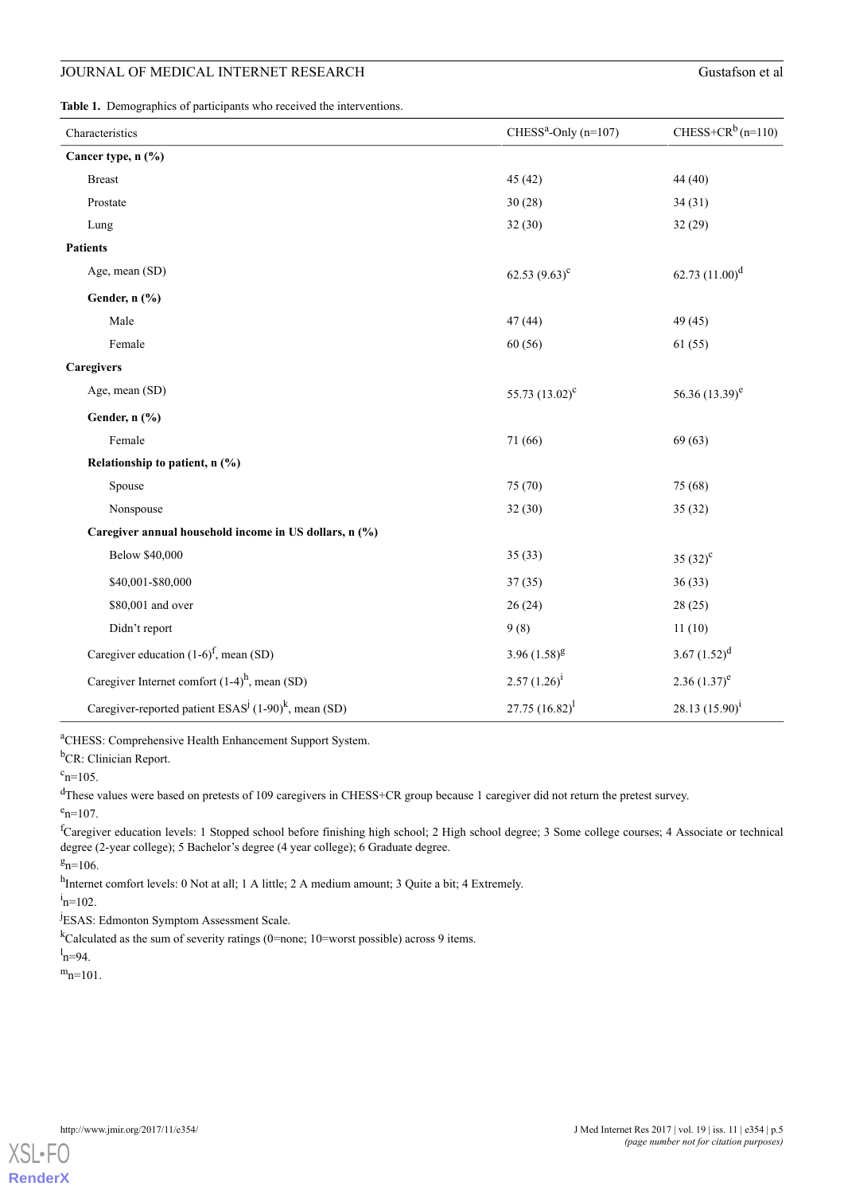**Table 1.** Demographics of participants who received the interventions.

| Characteristics | CHESS[a]-Only (n=107) | CHESS+CR[b] (n=110) |
|---|---|---|
| **Cancer type, n (%)** | | |
| Breast | 45 (42) | 44 (40) |
| Prostate | 30 (28) | 34 (31) |
| Lung | 32 (30) | 32 (29) |
| **Patients** | | |
| Age, mean (SD) | 62.53 (9.63)[c] | 62.73 (11.00)[d] |
| **Gender, n (%)** | | |
| Male | 47 (44) | 49 (45) |
| Female | 60 (56) | 61 (55) |
| **Caregivers** | | |
| Age, mean (SD) | 55.73 (13.02)[c] | 56.36 (13.39)[e] |
| **Gender, n (%)** | | |
| Female | 71 (66) | 69 (63) |
| **Relationship to patient, n (%)** | | |
| Spouse | 75 (70) | 75 (68) |
| Nonspouse | 32 (30) | 35 (32) |
| **Caregiver annual household income in US dollars, n (%)** | | |
| Below $40,000 | 35 (33) | 35 (32)[c] |
| $40,001-$80,000 | 37 (35) | 36 (33) |
| $80,001 and over | 26 (24) | 28 (25) |
| Didn't report | 9 (8) | 11 (10) |
| Caregiver education (1-6)[f], mean (SD) | 3.96 (1.58)[g] | 3.67 (1.52)[d] |
| Caregiver Internet comfort (1-4)[h], mean (SD) | 2.57 (1.26)[i] | 2.36 (1.37)[e] |
| Caregiver-reported patient ESAS[j] (1-90)[k], mean (SD) | 27.75 (16.82)[l] | 28.13 (15.90)[i] |

[a]CHESS: Comprehensive Health Enhancement Support System.

[b]CR: Clinician Report.

[c]n=105.

[d]These values were based on pretests of 109 caregivers in CHESS+CR group because 1 caregiver did not return the pretest survey.

[e]n=107.

[f]Caregiver education levels: 1 Stopped school before finishing high school; 2 High school degree; 3 Some college courses; 4 Associate or technical degree (2-year college); 5 Bachelor's degree (4 year college); 6 Graduate degree.

[g]n=106.

[h]Internet comfort levels: 0 Not at all; 1 A little; 2 A medium amount; 3 Quite a bit; 4 Extremely.

[i]n=102.

[j]ESAS: Edmonton Symptom Assessment Scale.

[k]Calculated as the sum of severity ratings (0=none; 10=worst possible) across 9 items.

[l]n=94.

[m]n=101.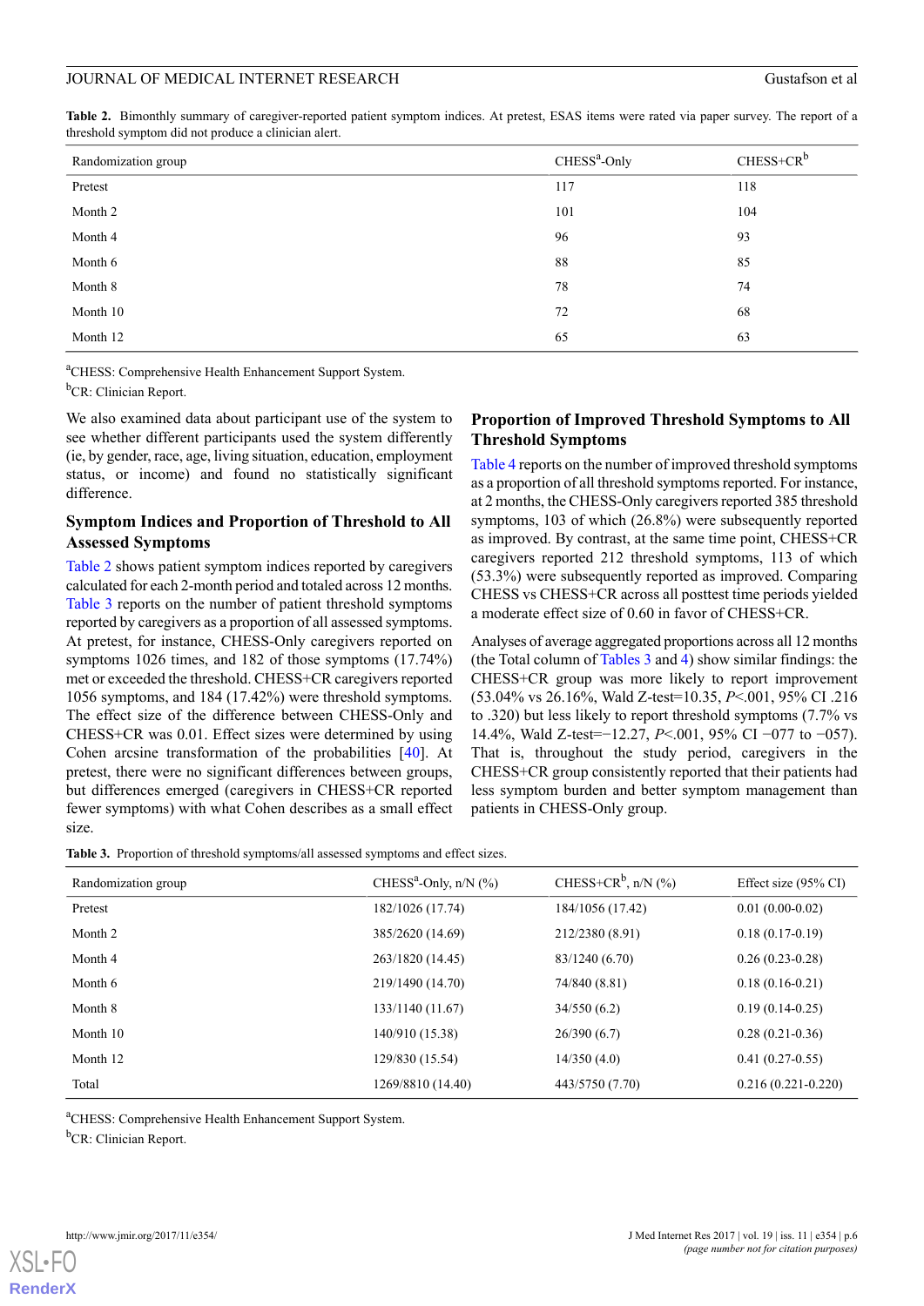**Table 2.** Bimonthly summary of caregiver-reported patient symptom indices. At pretest, ESAS items were rated via paper survey. The report of a threshold symptom did not produce a clinician alert.

| Randomization group | CHESS[a]-Only | CHESS+CR[b] |
|---|---|---|
| Pretest | 117 | 118 |
| Month 2 | 101 | 104 |
| Month 4 | 96 | 93 |
| Month 6 | 88 | 85 |
| Month 8 | 78 | 74 |
| Month 10 | 72 | 68 |
| Month 12 | 65 | 63 |

[a]CHESS: Comprehensive Health Enhancement Support System.

[b]CR: Clinician Report.

We also examined data about participant use of the system to see whether different participants used the system differently (ie, by gender, race, age, living situation, education, employment status, or income) and found no statistically significant difference.

### Symptom Indices and Proportion of Threshold to All Assessed Symptoms

Table 2 shows patient symptom indices reported by caregivers calculated for each 2-month period and totaled across 12 months. Table 3 reports on the number of patient threshold symptoms reported by caregivers as a proportion of all assessed symptoms. At pretest, for instance, CHESS-Only caregivers reported on symptoms 1026 times, and 182 of those symptoms (17.74%) met or exceeded the threshold. CHESS+CR caregivers reported 1056 symptoms, and 184 (17.42%) were threshold symptoms. The effect size of the difference between CHESS-Only and CHESS+CR was 0.01. Effect sizes were determined by using Cohen arcsine transformation of the probabilities [40]. At pretest, there were no significant differences between groups, but differences emerged (caregivers in CHESS+CR reported fewer symptoms) with what Cohen describes as a small effect size.

### Proportion of Improved Threshold Symptoms to All Threshold Symptoms

Table 4 reports on the number of improved threshold symptoms as a proportion of all threshold symptoms reported. For instance, at 2 months, the CHESS-Only caregivers reported 385 threshold symptoms, 103 of which (26.8%) were subsequently reported as improved. By contrast, at the same time point, CHESS+CR caregivers reported 212 threshold symptoms, 113 of which (53.3%) were subsequently reported as improved. Comparing CHESS vs CHESS+CR across all posttest time periods yielded a moderate effect size of 0.60 in favor of CHESS+CR.

Analyses of average aggregated proportions across all 12 months (the Total column of Tables 3 and 4) show similar findings: the CHESS+CR group was more likely to report improvement (53.04% vs 26.16%, Wald Z-test=10.35, $P<.001$, 95% CI .216 to .320) but less likely to report threshold symptoms (7.7% vs 14.4%, Wald Z-test=−12.27, $P<.001$, 95% CI −077 to −057). That is, throughout the study period, caregivers in the CHESS+CR group consistently reported that their patients had less symptom burden and better symptom management than patients in CHESS-Only group.

**Table 3.** Proportion of threshold symptoms/all assessed symptoms and effect sizes.

| Randomization group | CHESS[a]-Only, n/N (%) | CHESS+CR[b], n/N (%) | Effect size (95% CI) |
|---|---|---|---|
| Pretest | 182/1026 (17.74) | 184/1056 (17.42) | 0.01 (0.00-0.02) |
| Month 2 | 385/2620 (14.69) | 212/2380 (8.91) | 0.18 (0.17-0.19) |
| Month 4 | 263/1820 (14.45) | 83/1240 (6.70) | 0.26 (0.23-0.28) |
| Month 6 | 219/1490 (14.70) | 74/840 (8.81) | 0.18 (0.16-0.21) |
| Month 8 | 133/1140 (11.67) | 34/550 (6.2) | 0.19 (0.14-0.25) |
| Month 10 | 140/910 (15.38) | 26/390 (6.7) | 0.28 (0.21-0.36) |
| Month 12 | 129/830 (15.54) | 14/350 (4.0) | 0.41 (0.27-0.55) |
| Total | 1269/8810 (14.40) | 443/5750 (7.70) | 0.216 (0.221-0.220) |

[a]CHESS: Comprehensive Health Enhancement Support System.

[b]CR: Clinician Report.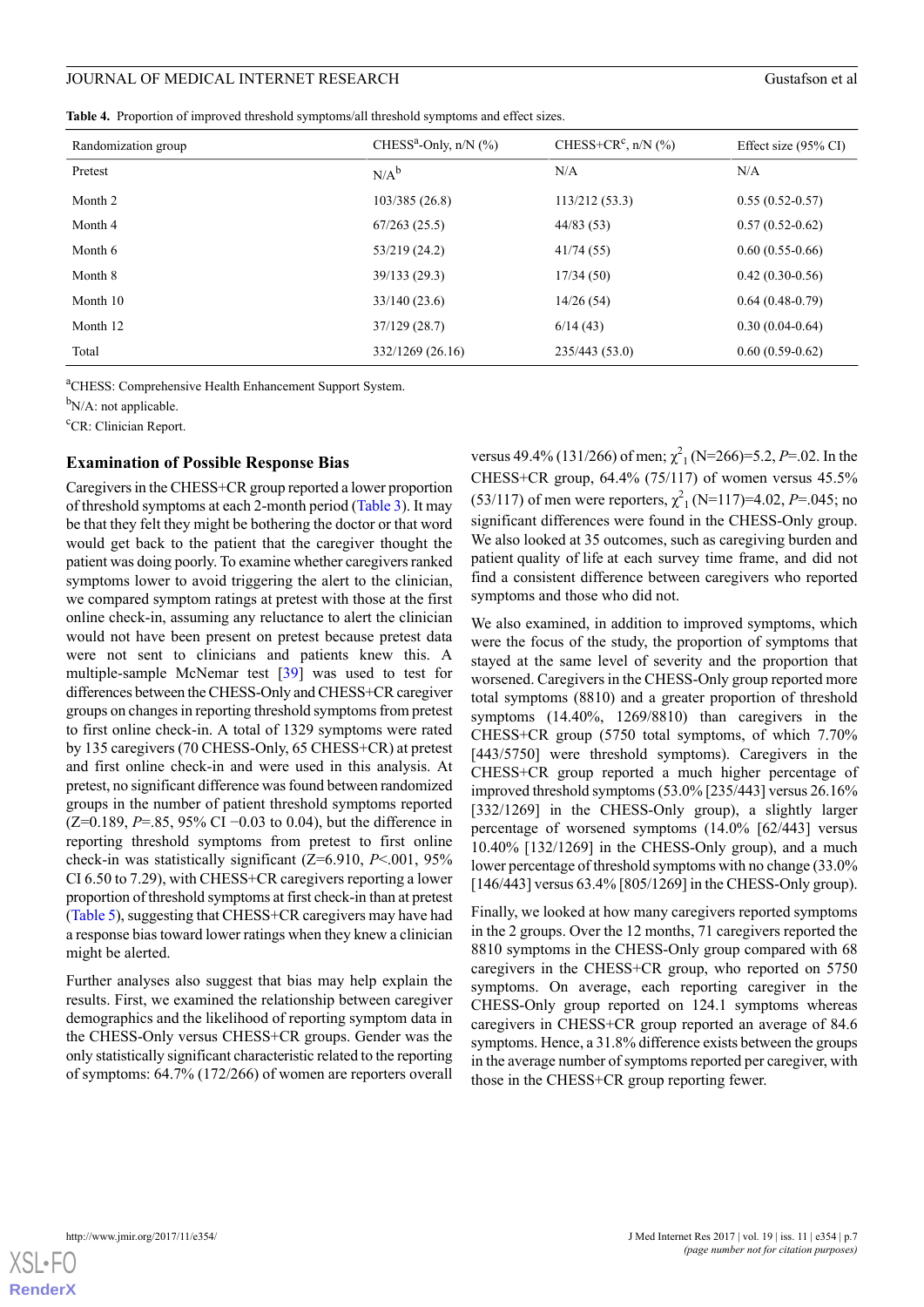**Table 4.** Proportion of improved threshold symptoms/all threshold symptoms and effect sizes.

| Randomization group | CHESS[a]-Only, n/N (%) | CHESS+CR[c], n/N (%) | Effect size (95% CI) |
|---|---|---|---|
| Pretest | N/A[b] | N/A | N/A |
| Month 2 | 103/385 (26.8) | 113/212 (53.3) | 0.55 (0.52-0.57) |
| Month 4 | 67/263 (25.5) | 44/83 (53) | 0.57 (0.52-0.62) |
| Month 6 | 53/219 (24.2) | 41/74 (55) | 0.60 (0.55-0.66) |
| Month 8 | 39/133 (29.3) | 17/34 (50) | 0.42 (0.30-0.56) |
| Month 10 | 33/140 (23.6) | 14/26 (54) | 0.64 (0.48-0.79) |
| Month 12 | 37/129 (28.7) | 6/14 (43) | 0.30 (0.04-0.64) |
| Total | 332/1269 (26.16) | 235/443 (53.0) | 0.60 (0.59-0.62) |

[a]CHESS: Comprehensive Health Enhancement Support System.

[b]N/A: not applicable.

[c]CR: Clinician Report.

### Examination of Possible Response Bias

Caregivers in the CHESS+CR group reported a lower proportion of threshold symptoms at each 2-month period (Table 3). It may be that they felt they might be bothering the doctor or that word would get back to the patient that the caregiver thought the patient was doing poorly. To examine whether caregivers ranked symptoms lower to avoid triggering the alert to the clinician, we compared symptom ratings at pretest with those at the first online check-in, assuming any reluctance to alert the clinician would not have been present on pretest because pretest data were not sent to clinicians and patients knew this. A multiple-sample McNemar test [39] was used to test for differences between the CHESS-Only and CHESS+CR caregiver groups on changes in reporting threshold symptoms from pretest to first online check-in. A total of 1329 symptoms were rated by 135 caregivers (70 CHESS-Only, 65 CHESS+CR) at pretest and first online check-in and were used in this analysis. At pretest, no significant difference was found between randomized groups in the number of patient threshold symptoms reported (Z=0.189, *P*=.85, 95% CI −0.03 to 0.04), but the difference in reporting threshold symptoms from pretest to first online check-in was statistically significant (Z=6.910, *P*<.001, 95% CI 6.50 to 7.29), with CHESS+CR caregivers reporting a lower proportion of threshold symptoms at first check-in than at pretest (Table 5), suggesting that CHESS+CR caregivers may have had a response bias toward lower ratings when they knew a clinician might be alerted.

Further analyses also suggest that bias may help explain the results. First, we examined the relationship between caregiver demographics and the likelihood of reporting symptom data in the CHESS-Only versus CHESS+CR groups. Gender was the only statistically significant characteristic related to the reporting of symptoms: 64.7% (172/266) of women are reporters overall versus 49.4% (131/266) of men; $\chi^2_1$ (N=266)=5.2, *P*=.02. In the CHESS+CR group, 64.4% (75/117) of women versus 45.5% (53/117) of men were reporters, $\chi^2_1$ (N=117)=4.02, *P*=.045; no significant differences were found in the CHESS-Only group. We also looked at 35 outcomes, such as caregiving burden and patient quality of life at each survey time frame, and did not find a consistent difference between caregivers who reported symptoms and those who did not.

We also examined, in addition to improved symptoms, which were the focus of the study, the proportion of symptoms that stayed at the same level of severity and the proportion that worsened. Caregivers in the CHESS-Only group reported more total symptoms (8810) and a greater proportion of threshold symptoms (14.40%, 1269/8810) than caregivers in the CHESS+CR group (5750 total symptoms, of which 7.70% [443/5750] were threshold symptoms). Caregivers in the CHESS+CR group reported a much higher percentage of improved threshold symptoms (53.0% [235/443] versus 26.16% [332/1269] in the CHESS-Only group), a slightly larger percentage of worsened symptoms (14.0% [62/443] versus 10.40% [132/1269] in the CHESS-Only group), and a much lower percentage of threshold symptoms with no change (33.0% [146/443] versus 63.4% [805/1269] in the CHESS-Only group).

Finally, we looked at how many caregivers reported symptoms in the 2 groups. Over the 12 months, 71 caregivers reported the 8810 symptoms in the CHESS-Only group compared with 68 caregivers in the CHESS+CR group, who reported on 5750 symptoms. On average, each reporting caregiver in the CHESS-Only group reported on 124.1 symptoms whereas caregivers in CHESS+CR group reported an average of 84.6 symptoms. Hence, a 31.8% difference exists between the groups in the average number of symptoms reported per caregiver, with those in the CHESS+CR group reporting fewer.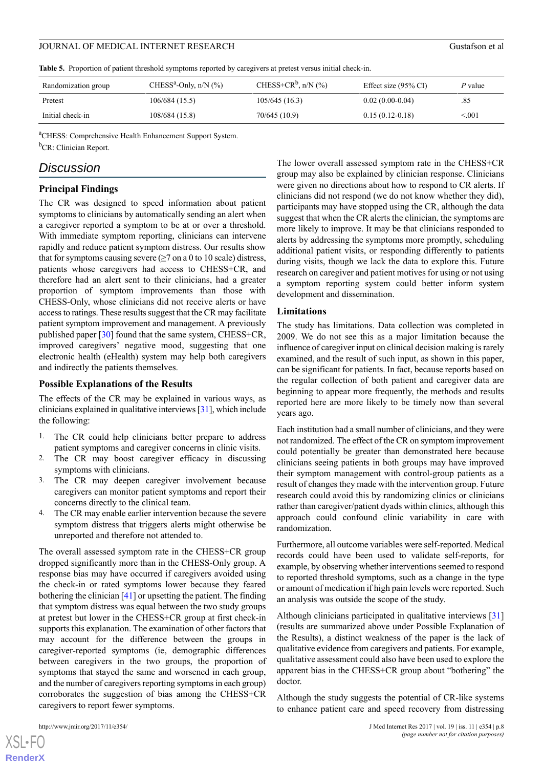**Table 5.** Proportion of patient threshold symptoms reported by caregivers at pretest versus initial check-in.

| Randomization group | CHESS[a]-Only, n/N (%) | CHESS+CR[b], n/N (%) | Effect size (95% CI) | *P* value |
|---|---|---|---|---|
| Pretest | 106/684 (15.5) | 105/645 (16.3) | 0.02 (0.00-0.04) | .85 |
| Initial check-in | 108/684 (15.8) | 70/645 (10.9) | 0.15 (0.12-0.18) | <.001 |

[a]CHESS: Comprehensive Health Enhancement Support System.

[b]CR: Clinician Report.

## Discussion

### Principal Findings

The CR was designed to speed information about patient symptoms to clinicians by automatically sending an alert when a caregiver reported a symptom to be at or over a threshold. With immediate symptom reporting, clinicians can intervene rapidly and reduce patient symptom distress. Our results show that for symptoms causing severe (≥7 on a 0 to 10 scale) distress, patients whose caregivers had access to CHESS+CR, and therefore had an alert sent to their clinicians, had a greater proportion of symptom improvements than those with CHESS-Only, whose clinicians did not receive alerts or have access to ratings. These results suggest that the CR may facilitate patient symptom improvement and management. A previously published paper [30] found that the same system, CHESS+CR, improved caregivers' negative mood, suggesting that one electronic health (eHealth) system may help both caregivers and indirectly the patients themselves.

### Possible Explanations of the Results

The effects of the CR may be explained in various ways, as clinicians explained in qualitative interviews [31], which include the following:

1. The CR could help clinicians better prepare to address patient symptoms and caregiver concerns in clinic visits.
2. The CR may boost caregiver efficacy in discussing symptoms with clinicians.
3. The CR may deepen caregiver involvement because caregivers can monitor patient symptoms and report their concerns directly to the clinical team.
4. The CR may enable earlier intervention because the severe symptom distress that triggers alerts might otherwise be unreported and therefore not attended to.

The overall assessed symptom rate in the CHESS+CR group dropped significantly more than in the CHESS-Only group. A response bias may have occurred if caregivers avoided using the check-in or rated symptoms lower because they feared bothering the clinician [41] or upsetting the patient. The finding that symptom distress was equal between the two study groups at pretest but lower in the CHESS+CR group at first check-in supports this explanation. The examination of other factors that may account for the difference between the groups in caregiver-reported symptoms (ie, demographic differences between caregivers in the two groups, the proportion of symptoms that stayed the same and worsened in each group, and the number of caregivers reporting symptoms in each group) corroborates the suggestion of bias among the CHESS+CR caregivers to report fewer symptoms.

The lower overall assessed symptom rate in the CHESS+CR group may also be explained by clinician response. Clinicians were given no directions about how to respond to CR alerts. If clinicians did not respond (we do not know whether they did), participants may have stopped using the CR, although the data suggest that when the CR alerts the clinician, the symptoms are more likely to improve. It may be that clinicians responded to alerts by addressing the symptoms more promptly, scheduling additional patient visits, or responding differently to patients during visits, though we lack the data to explore this. Future research on caregiver and patient motives for using or not using a symptom reporting system could better inform system development and dissemination.

### Limitations

The study has limitations. Data collection was completed in 2009. We do not see this as a major limitation because the influence of caregiver input on clinical decision making is rarely examined, and the result of such input, as shown in this paper, can be significant for patients. In fact, because reports based on the regular collection of both patient and caregiver data are beginning to appear more frequently, the methods and results reported here are more likely to be timely now than several years ago.

Each institution had a small number of clinicians, and they were not randomized. The effect of the CR on symptom improvement could potentially be greater than demonstrated here because clinicians seeing patients in both groups may have improved their symptom management with control-group patients as a result of changes they made with the intervention group. Future research could avoid this by randomizing clinics or clinicians rather than caregiver/patient dyads within clinics, although this approach could confound clinic variability in care with randomization.

Furthermore, all outcome variables were self-reported. Medical records could have been used to validate self-reports, for example, by observing whether interventions seemed to respond to reported threshold symptoms, such as a change in the type or amount of medication if high pain levels were reported. Such an analysis was outside the scope of the study.

Although clinicians participated in qualitative interviews [31] (results are summarized above under Possible Explanation of the Results), a distinct weakness of the paper is the lack of qualitative evidence from caregivers and patients. For example, qualitative assessment could also have been used to explore the apparent bias in the CHESS+CR group about "bothering" the doctor.

Although the study suggests the potential of CR-like systems to enhance patient care and speed recovery from distressing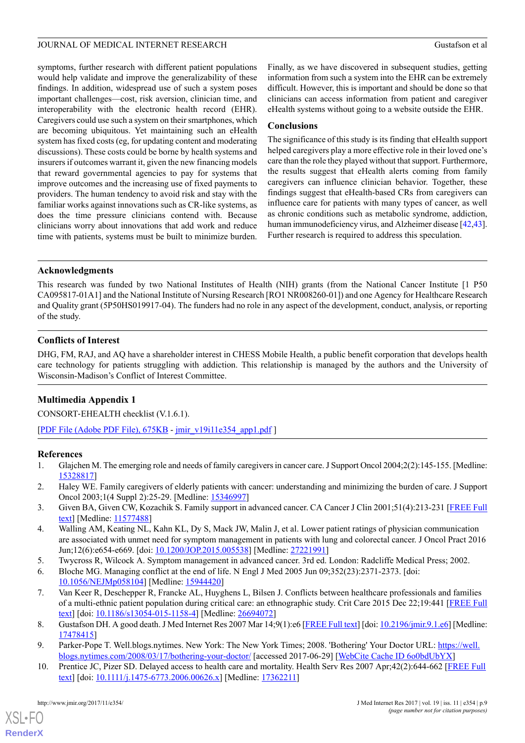symptoms, further research with different patient populations would help validate and improve the generalizability of these findings. In addition, widespread use of such a system poses important challenges—cost, risk aversion, clinician time, and interoperability with the electronic health record (EHR). Caregivers could use such a system on their smartphones, which are becoming ubiquitous. Yet maintaining such an eHealth system has fixed costs (eg, for updating content and moderating discussions). These costs could be borne by health systems and insurers if outcomes warrant it, given the new financing models that reward governmental agencies to pay for systems that improve outcomes and the increasing use of fixed payments to providers. The human tendency to avoid risk and stay with the familiar works against innovations such as CR-like systems, as does the time pressure clinicians contend with. Because clinicians worry about innovations that add work and reduce time with patients, systems must be built to minimize burden. Finally, as we have discovered in subsequent studies, getting information from such a system into the EHR can be extremely difficult. However, this is important and should be done so that clinicians can access information from patient and caregiver eHealth systems without going to a website outside the EHR.

## Conclusions

The significance of this study is its finding that eHealth support helped caregivers play a more effective role in their loved one's care than the role they played without that support. Furthermore, the results suggest that eHealth alerts coming from family caregivers can influence clinician behavior. Together, these findings suggest that eHealth-based CRs from caregivers can influence care for patients with many types of cancer, as well as chronic conditions such as metabolic syndrome, addiction, human immunodeficiency virus, and Alzheimer disease [42,43]. Further research is required to address this speculation.

## Acknowledgments

This research was funded by two National Institutes of Health (NIH) grants (from the National Cancer Institute [1 P50 CA095817-01A1] and the National Institute of Nursing Research [RO1 NR008260-01]) and one Agency for Healthcare Research and Quality grant (5P50HS019917-04). The funders had no role in any aspect of the development, conduct, analysis, or reporting of the study.

## Conflicts of Interest

DHG, FM, RAJ, and AQ have a shareholder interest in CHESS Mobile Health, a public benefit corporation that develops health care technology for patients struggling with addiction. This relationship is managed by the authors and the University of Wisconsin-Madison's Conflict of Interest Committee.

## Multimedia Appendix 1

CONSORT-EHEALTH checklist (V.1.6.1).

[PDF File (Adobe PDF File), 675KB - jmir_v19i11e354_app1.pdf ]

## References

1. Glajchen M. The emerging role and needs of family caregivers in cancer care. J Support Oncol 2004;2(2):145-155. [Medline: 15328817]
2. Haley WE. Family caregivers of elderly patients with cancer: understanding and minimizing the burden of care. J Support Oncol 2003;1(4 Suppl 2):25-29. [Medline: 15346997]
3. Given BA, Given CW, Kozachik S. Family support in advanced cancer. CA Cancer J Clin 2001;51(4):213-231 [FREE Full text] [Medline: 11577488]
4. Walling AM, Keating NL, Kahn KL, Dy S, Mack JW, Malin J, et al. Lower patient ratings of physician communication are associated with unmet need for symptom management in patients with lung and colorectal cancer. J Oncol Pract 2016 Jun;12(6):e654-e669. [doi: 10.1200/JOP.2015.005538] [Medline: 27221991]
5. Twycross R, Wilcock A. Symptom management in advanced cancer. 3rd ed. London: Radcliffe Medical Press; 2002.
6. Bloche MG. Managing conflict at the end of life. N Engl J Med 2005 Jun 09;352(23):2371-2373. [doi: 10.1056/NEJMp058104] [Medline: 15944420]
7. Van Keer R, Deschepper R, Francke AL, Huyghens L, Bilsen J. Conflicts between healthcare professionals and families of a multi-ethnic patient population during critical care: an ethnographic study. Crit Care 2015 Dec 22;19:441 [FREE Full text] [doi: 10.1186/s13054-015-1158-4] [Medline: 26694072]
8. Gustafson DH. A good death. J Med Internet Res 2007 Mar 14;9(1):e6 [FREE Full text] [doi: 10.2196/jmir.9.1.e6] [Medline: 17478415]
9. Parker-Pope T. Well.blogs.nytimes. New York: The New York Times; 2008. 'Bothering' Your Doctor URL: https://well.blogs.nytimes.com/2008/03/17/bothering-your-doctor/ [accessed 2017-06-29] [WebCite Cache ID 6o0bdUbYX]
10. Prentice JC, Pizer SD. Delayed access to health care and mortality. Health Serv Res 2007 Apr;42(2):644-662 [FREE Full text] [doi: 10.1111/j.1475-6773.2006.00626.x] [Medline: 17362211]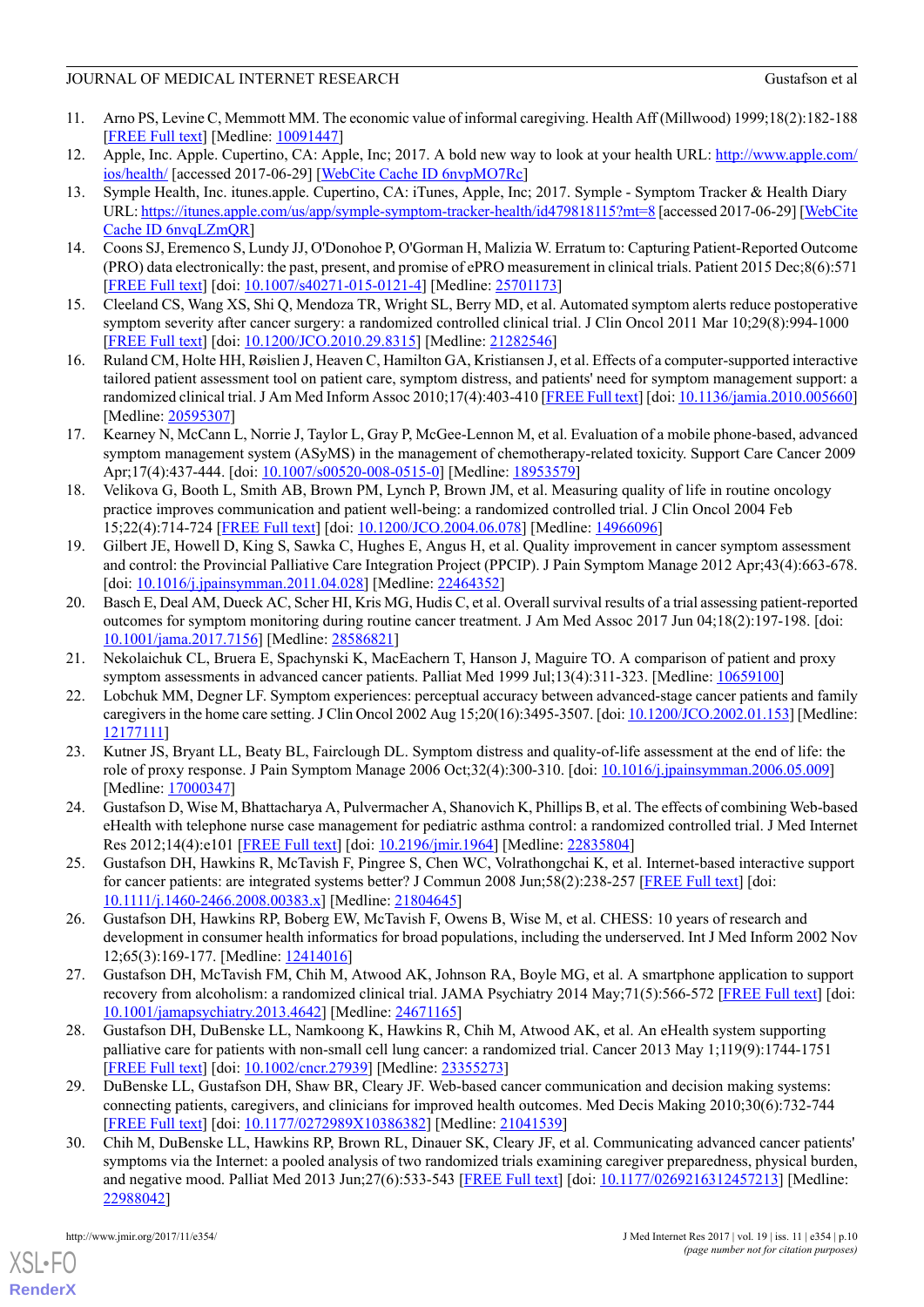11. Arno PS, Levine C, Memmott MM. The economic value of informal caregiving. Health Aff (Millwood) 1999;18(2):182-188 [FREE Full text] [Medline: 10091447]
12. Apple, Inc. Apple. Cupertino, CA: Apple, Inc; 2017. A bold new way to look at your health URL: http://www.apple.com/ios/health/ [accessed 2017-06-29] [WebCite Cache ID 6nvpMO7Rc]
13. Symple Health, Inc. itunes.apple. Cupertino, CA: iTunes, Apple, Inc; 2017. Symple - Symptom Tracker & Health Diary URL: https://itunes.apple.com/us/app/symple-symptom-tracker-health/id479818115?mt=8 [accessed 2017-06-29] [WebCite Cache ID 6nvqLZmQR]
14. Coons SJ, Eremenco S, Lundy JJ, O'Donohoe P, O'Gorman H, Malizia W. Erratum to: Capturing Patient-Reported Outcome (PRO) data electronically: the past, present, and promise of ePRO measurement in clinical trials. Patient 2015 Dec;8(6):571 [FREE Full text] [doi: 10.1007/s40271-015-0121-4] [Medline: 25701173]
15. Cleeland CS, Wang XS, Shi Q, Mendoza TR, Wright SL, Berry MD, et al. Automated symptom alerts reduce postoperative symptom severity after cancer surgery: a randomized controlled clinical trial. J Clin Oncol 2011 Mar 10;29(8):994-1000 [FREE Full text] [doi: 10.1200/JCO.2010.29.8315] [Medline: 21282546]
16. Ruland CM, Holte HH, Røislien J, Heaven C, Hamilton GA, Kristiansen J, et al. Effects of a computer-supported interactive tailored patient assessment tool on patient care, symptom distress, and patients' need for symptom management support: a randomized clinical trial. J Am Med Inform Assoc 2010;17(4):403-410 [FREE Full text] [doi: 10.1136/jamia.2010.005660] [Medline: 20595307]
17. Kearney N, McCann L, Norrie J, Taylor L, Gray P, McGee-Lennon M, et al. Evaluation of a mobile phone-based, advanced symptom management system (ASyMS) in the management of chemotherapy-related toxicity. Support Care Cancer 2009 Apr;17(4):437-444. [doi: 10.1007/s00520-008-0515-0] [Medline: 18953579]
18. Velikova G, Booth L, Smith AB, Brown PM, Lynch P, Brown JM, et al. Measuring quality of life in routine oncology practice improves communication and patient well-being: a randomized controlled trial. J Clin Oncol 2004 Feb 15;22(4):714-724 [FREE Full text] [doi: 10.1200/JCO.2004.06.078] [Medline: 14966096]
19. Gilbert JE, Howell D, King S, Sawka C, Hughes E, Angus H, et al. Quality improvement in cancer symptom assessment and control: the Provincial Palliative Care Integration Project (PPCIP). J Pain Symptom Manage 2012 Apr;43(4):663-678. [doi: 10.1016/j.jpainsymman.2011.04.028] [Medline: 22464352]
20. Basch E, Deal AM, Dueck AC, Scher HI, Kris MG, Hudis C, et al. Overall survival results of a trial assessing patient-reported outcomes for symptom monitoring during routine cancer treatment. J Am Med Assoc 2017 Jun 04;18(2):197-198. [doi: 10.1001/jama.2017.7156] [Medline: 28586821]
21. Nekolaichuk CL, Bruera E, Spachynski K, MacEachern T, Hanson J, Maguire TO. A comparison of patient and proxy symptom assessments in advanced cancer patients. Palliat Med 1999 Jul;13(4):311-323. [Medline: 10659100]
22. Lobchuk MM, Degner LF. Symptom experiences: perceptual accuracy between advanced-stage cancer patients and family caregivers in the home care setting. J Clin Oncol 2002 Aug 15;20(16):3495-3507. [doi: 10.1200/JCO.2002.01.153] [Medline: 12177111]
23. Kutner JS, Bryant LL, Beaty BL, Fairclough DL. Symptom distress and quality-of-life assessment at the end of life: the role of proxy response. J Pain Symptom Manage 2006 Oct;32(4):300-310. [doi: 10.1016/j.jpainsymman.2006.05.009] [Medline: 17000347]
24. Gustafson D, Wise M, Bhattacharya A, Pulvermacher A, Shanovich K, Phillips B, et al. The effects of combining Web-based eHealth with telephone nurse case management for pediatric asthma control: a randomized controlled trial. J Med Internet Res 2012;14(4):e101 [FREE Full text] [doi: 10.2196/jmir.1964] [Medline: 22835804]
25. Gustafson DH, Hawkins R, McTavish F, Pingree S, Chen WC, Volrathongchai K, et al. Internet-based interactive support for cancer patients: are integrated systems better? J Commun 2008 Jun;58(2):238-257 [FREE Full text] [doi: 10.1111/j.1460-2466.2008.00383.x] [Medline: 21804645]
26. Gustafson DH, Hawkins RP, Boberg EW, McTavish F, Owens B, Wise M, et al. CHESS: 10 years of research and development in consumer health informatics for broad populations, including the underserved. Int J Med Inform 2002 Nov 12;65(3):169-177. [Medline: 12414016]
27. Gustafson DH, McTavish FM, Chih M, Atwood AK, Johnson RA, Boyle MG, et al. A smartphone application to support recovery from alcoholism: a randomized clinical trial. JAMA Psychiatry 2014 May;71(5):566-572 [FREE Full text] [doi: 10.1001/jamapsychiatry.2013.4642] [Medline: 24671165]
28. Gustafson DH, DuBenske LL, Namkoong K, Hawkins R, Chih M, Atwood AK, et al. An eHealth system supporting palliative care for patients with non-small cell lung cancer: a randomized trial. Cancer 2013 May 1;119(9):1744-1751 [FREE Full text] [doi: 10.1002/cncr.27939] [Medline: 23355273]
29. DuBenske LL, Gustafson DH, Shaw BR, Cleary JF. Web-based cancer communication and decision making systems: connecting patients, caregivers, and clinicians for improved health outcomes. Med Decis Making 2010;30(6):732-744 [FREE Full text] [doi: 10.1177/0272989X10386382] [Medline: 21041539]
30. Chih M, DuBenske LL, Hawkins RP, Brown RL, Dinauer SK, Cleary JF, et al. Communicating advanced cancer patients' symptoms via the Internet: a pooled analysis of two randomized trials examining caregiver preparedness, physical burden, and negative mood. Palliat Med 2013 Jun;27(6):533-543 [FREE Full text] [doi: 10.1177/0269216312457213] [Medline: 22988042]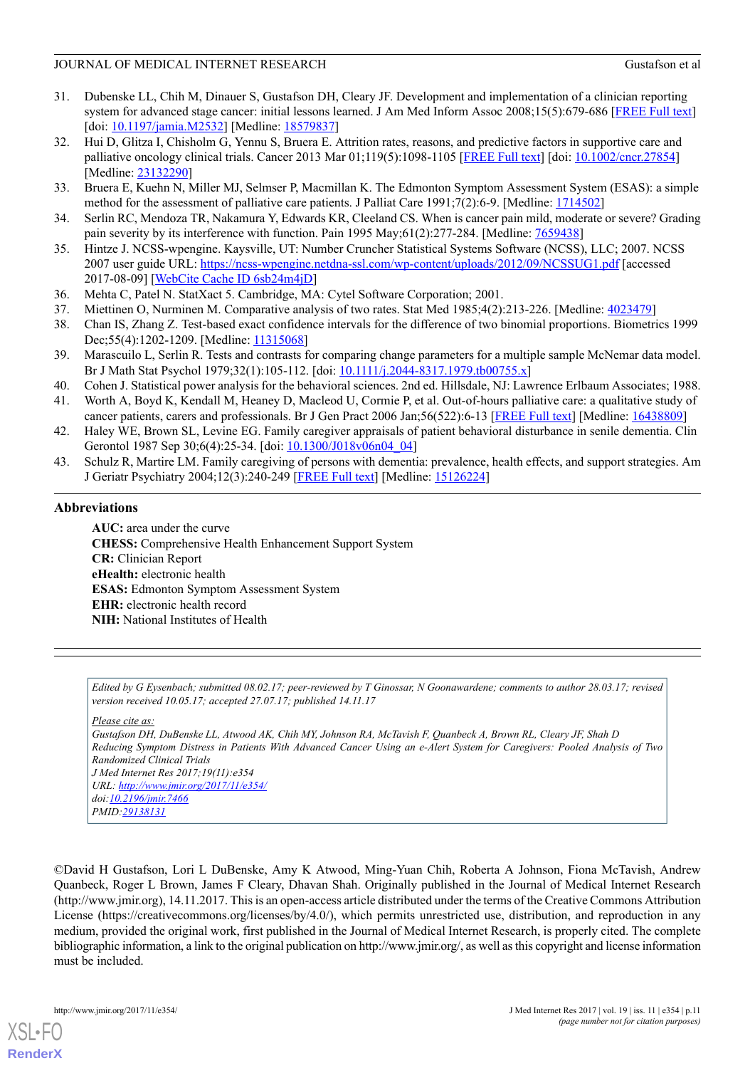31. Dubenske LL, Chih M, Dinauer S, Gustafson DH, Cleary JF. Development and implementation of a clinician reporting system for advanced stage cancer: initial lessons learned. J Am Med Inform Assoc 2008;15(5):679-686 [FREE Full text] [doi: 10.1197/jamia.M2532] [Medline: 18579837]
32. Hui D, Glitza I, Chisholm G, Yennu S, Bruera E. Attrition rates, reasons, and predictive factors in supportive care and palliative oncology clinical trials. Cancer 2013 Mar 01;119(5):1098-1105 [FREE Full text] [doi: 10.1002/cncr.27854] [Medline: 23132290]
33. Bruera E, Kuehn N, Miller MJ, Selmser P, Macmillan K. The Edmonton Symptom Assessment System (ESAS): a simple method for the assessment of palliative care patients. J Palliat Care 1991;7(2):6-9. [Medline: 1714502]
34. Serlin RC, Mendoza TR, Nakamura Y, Edwards KR, Cleeland CS. When is cancer pain mild, moderate or severe? Grading pain severity by its interference with function. Pain 1995 May;61(2):277-284. [Medline: 7659438]
35. Hintze J. NCSS-wpengine. Kaysville, UT: Number Cruncher Statistical Systems Software (NCSS), LLC; 2007. NCSS 2007 user guide URL: https://ncss-wpengine.netdna-ssl.com/wp-content/uploads/2012/09/NCSSUG1.pdf [accessed 2017-08-09] [WebCite Cache ID 6sb24m4jD]
36. Mehta C, Patel N. StatXact 5. Cambridge, MA: Cytel Software Corporation; 2001.
37. Miettinen O, Nurminen M. Comparative analysis of two rates. Stat Med 1985;4(2):213-226. [Medline: 4023479]
38. Chan IS, Zhang Z. Test-based exact confidence intervals for the difference of two binomial proportions. Biometrics 1999 Dec;55(4):1202-1209. [Medline: 11315068]
39. Marascuilo L, Serlin R. Tests and contrasts for comparing change parameters for a multiple sample McNemar data model. Br J Math Stat Psychol 1979;32(1):105-112. [doi: 10.1111/j.2044-8317.1979.tb00755.x]
40. Cohen J. Statistical power analysis for the behavioral sciences. 2nd ed. Hillsdale, NJ: Lawrence Erlbaum Associates; 1988.
41. Worth A, Boyd K, Kendall M, Heaney D, Macleod U, Cormie P, et al. Out-of-hours palliative care: a qualitative study of cancer patients, carers and professionals. Br J Gen Pract 2006 Jan;56(522):6-13 [FREE Full text] [Medline: 16438809]
42. Haley WE, Brown SL, Levine EG. Family caregiver appraisals of patient behavioral disturbance in senile dementia. Clin Gerontol 1987 Sep 30;6(4):25-34. [doi: 10.1300/J018v06n04_04]
43. Schulz R, Martire LM. Family caregiving of persons with dementia: prevalence, health effects, and support strategies. Am J Geriatr Psychiatry 2004;12(3):240-249 [FREE Full text] [Medline: 15126224]

## Abbreviations

**AUC:** area under the curve
**CHESS:** Comprehensive Health Enhancement Support System
**CR:** Clinician Report
**eHealth:** electronic health
**ESAS:** Edmonton Symptom Assessment System
**EHR:** electronic health record
**NIH:** National Institutes of Health

*Edited by G Eysenbach; submitted 08.02.17; peer-reviewed by T Ginossar, N Goonawardene; comments to author 28.03.17; revised version received 10.05.17; accepted 27.07.17; published 14.11.17*

*Please cite as:*
*Gustafson DH, DuBenske LL, Atwood AK, Chih MY, Johnson RA, McTavish F, Quanbeck A, Brown RL, Cleary JF, Shah D*
*Reducing Symptom Distress in Patients With Advanced Cancer Using an e-Alert System for Caregivers: Pooled Analysis of Two Randomized Clinical Trials*
*J Med Internet Res 2017;19(11):e354*
*URL: http://www.jmir.org/2017/11/e354/*
*doi:10.2196/jmir.7466*
*PMID:29138131*

©David H Gustafson, Lori L DuBenske, Amy K Atwood, Ming-Yuan Chih, Roberta A Johnson, Fiona McTavish, Andrew Quanbeck, Roger L Brown, James F Cleary, Dhavan Shah. Originally published in the Journal of Medical Internet Research (http://www.jmir.org), 14.11.2017. This is an open-access article distributed under the terms of the Creative Commons Attribution License (https://creativecommons.org/licenses/by/4.0/), which permits unrestricted use, distribution, and reproduction in any medium, provided the original work, first published in the Journal of Medical Internet Research, is properly cited. The complete bibliographic information, a link to the original publication on http://www.jmir.org/, as well as this copyright and license information must be included.